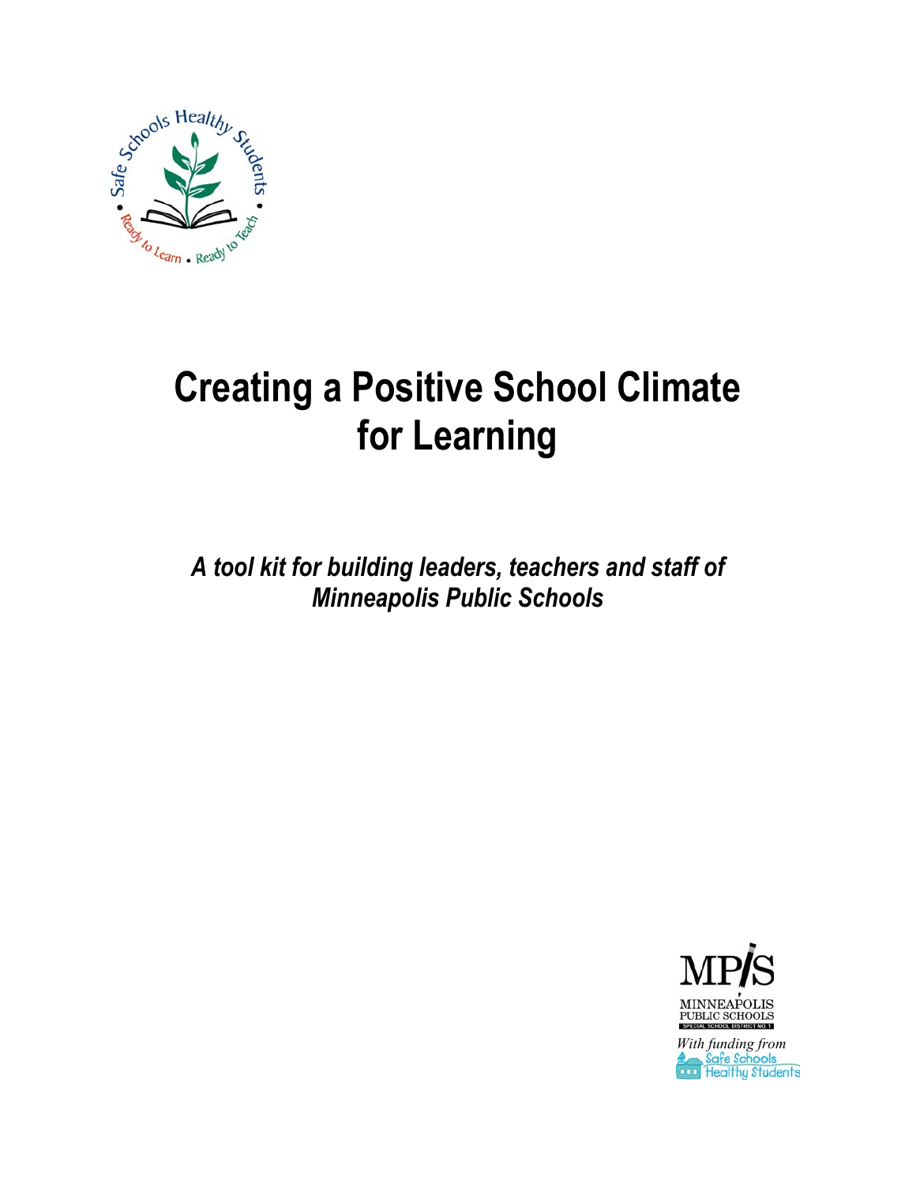# Creating a Positive School Climate for Learning

*A tool kit for building leaders, teachers and staff of Minneapolis Public Schools*

MPS
MINNEAPOLIS PUBLIC SCHOOLS
SPECIAL SCHOOL DISTRICT NO 1

*With funding from*
Safe Schools Healthy Students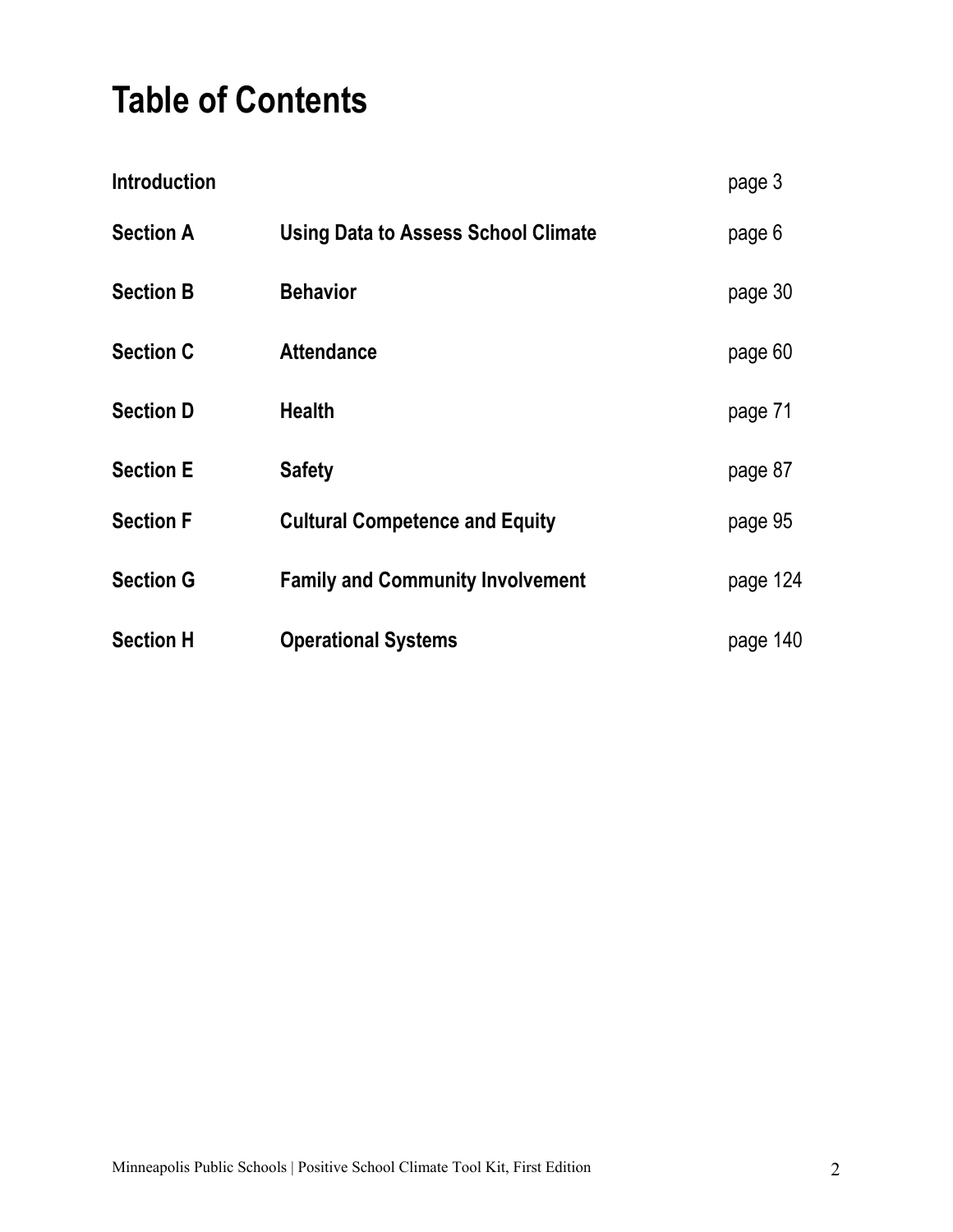# Table of Contents

| | | |
|---|---|---|
| **Introduction** | | page 3 |
| **Section A** | **Using Data to Assess School Climate** | page 6 |
| **Section B** | **Behavior** | page 30 |
| **Section C** | **Attendance** | page 60 |
| **Section D** | **Health** | page 71 |
| **Section E** | **Safety** | page 87 |
| **Section F** | **Cultural Competence and Equity** | page 95 |
| **Section G** | **Family and Community Involvement** | page 124 |
| **Section H** | **Operational Systems** | page 140 |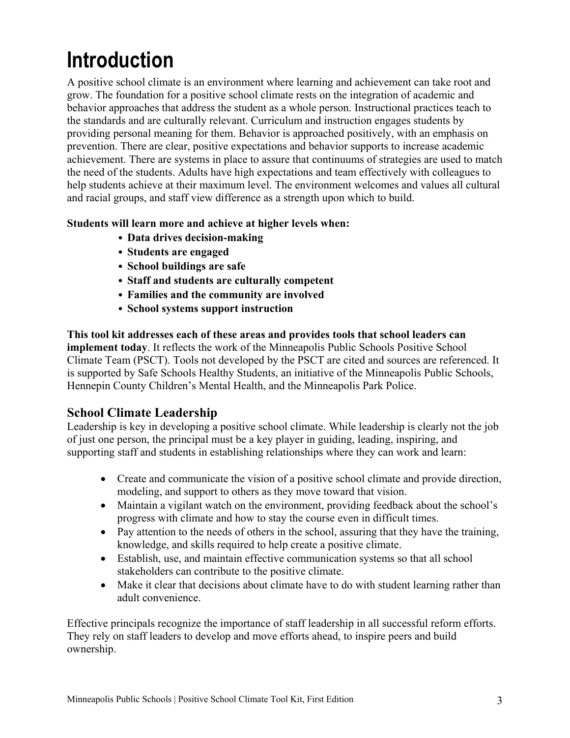# Introduction

A positive school climate is an environment where learning and achievement can take root and grow. The foundation for a positive school climate rests on the integration of academic and behavior approaches that address the student as a whole person. Instructional practices teach to the standards and are culturally relevant. Curriculum and instruction engages students by providing personal meaning for them. Behavior is approached positively, with an emphasis on prevention. There are clear, positive expectations and behavior supports to increase academic achievement. There are systems in place to assure that continuums of strategies are used to match the need of the students. Adults have high expectations and team effectively with colleagues to help students achieve at their maximum level. The environment welcomes and values all cultural and racial groups, and staff view difference as a strength upon which to build.

**Students will learn more and achieve at higher levels when:**

- **Data drives decision-making**
- **Students are engaged**
- **School buildings are safe**
- **Staff and students are culturally competent**
- **Families and the community are involved**
- **School systems support instruction**

**This tool kit addresses each of these areas and provides tools that school leaders can implement today**. It reflects the work of the Minneapolis Public Schools Positive School Climate Team (PSCT). Tools not developed by the PSCT are cited and sources are referenced. It is supported by Safe Schools Healthy Students, an initiative of the Minneapolis Public Schools, Hennepin County Children's Mental Health, and the Minneapolis Park Police.

## School Climate Leadership

Leadership is key in developing a positive school climate. While leadership is clearly not the job of just one person, the principal must be a key player in guiding, leading, inspiring, and supporting staff and students in establishing relationships where they can work and learn:

- Create and communicate the vision of a positive school climate and provide direction, modeling, and support to others as they move toward that vision.
- Maintain a vigilant watch on the environment, providing feedback about the school's progress with climate and how to stay the course even in difficult times.
- Pay attention to the needs of others in the school, assuring that they have the training, knowledge, and skills required to help create a positive climate.
- Establish, use, and maintain effective communication systems so that all school stakeholders can contribute to the positive climate.
- Make it clear that decisions about climate have to do with student learning rather than adult convenience.

Effective principals recognize the importance of staff leadership in all successful reform efforts. They rely on staff leaders to develop and move efforts ahead, to inspire peers and build ownership.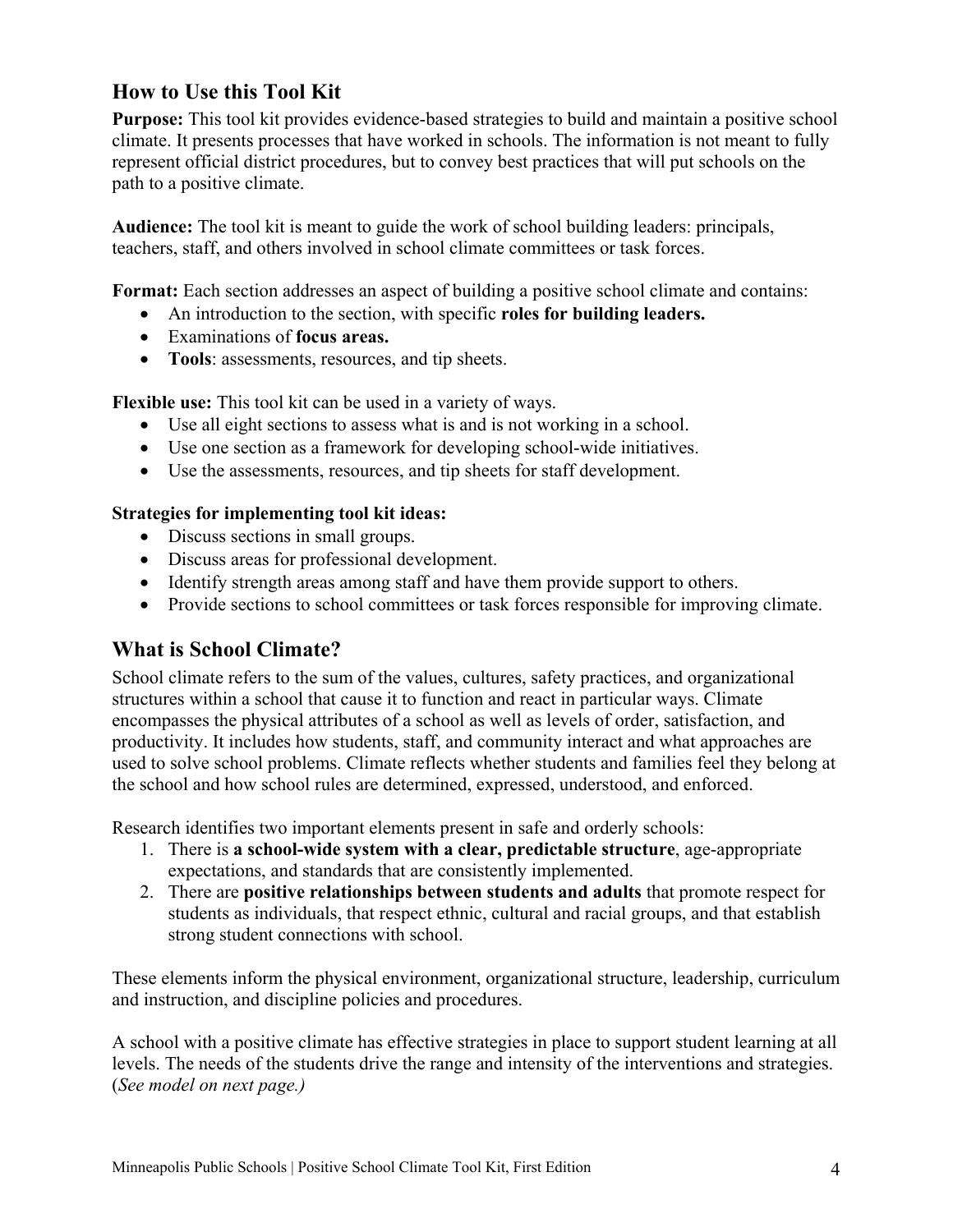## How to Use this Tool Kit

**Purpose:** This tool kit provides evidence-based strategies to build and maintain a positive school climate. It presents processes that have worked in schools. The information is not meant to fully represent official district procedures, but to convey best practices that will put schools on the path to a positive climate.

**Audience:** The tool kit is meant to guide the work of school building leaders: principals, teachers, staff, and others involved in school climate committees or task forces.

**Format:** Each section addresses an aspect of building a positive school climate and contains:

- An introduction to the section, with specific **roles for building leaders.**
- Examinations of **focus areas.**
- **Tools**: assessments, resources, and tip sheets.

**Flexible use:** This tool kit can be used in a variety of ways.

- Use all eight sections to assess what is and is not working in a school.
- Use one section as a framework for developing school-wide initiatives.
- Use the assessments, resources, and tip sheets for staff development.

**Strategies for implementing tool kit ideas:**

- Discuss sections in small groups.
- Discuss areas for professional development.
- Identify strength areas among staff and have them provide support to others.
- Provide sections to school committees or task forces responsible for improving climate.

## What is School Climate?

School climate refers to the sum of the values, cultures, safety practices, and organizational structures within a school that cause it to function and react in particular ways. Climate encompasses the physical attributes of a school as well as levels of order, satisfaction, and productivity. It includes how students, staff, and community interact and what approaches are used to solve school problems. Climate reflects whether students and families feel they belong at the school and how school rules are determined, expressed, understood, and enforced.

Research identifies two important elements present in safe and orderly schools:

1. There is **a school-wide system with a clear, predictable structure**, age-appropriate expectations, and standards that are consistently implemented.
2. There are **positive relationships between students and adults** that promote respect for students as individuals, that respect ethnic, cultural and racial groups, and that establish strong student connections with school.

These elements inform the physical environment, organizational structure, leadership, curriculum and instruction, and discipline policies and procedures.

A school with a positive climate has effective strategies in place to support student learning at all levels. The needs of the students drive the range and intensity of the interventions and strategies. (*See model on next page.)*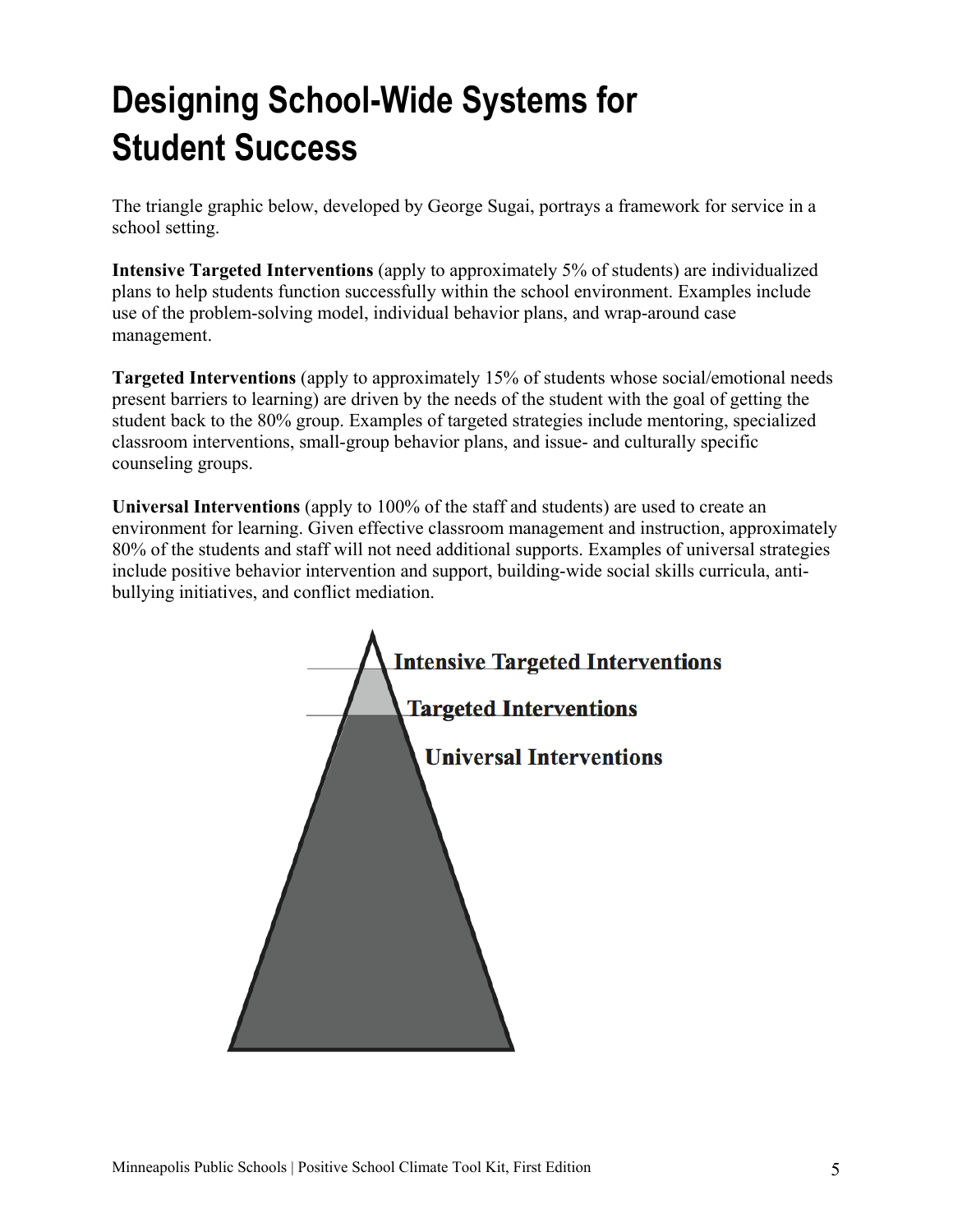# Designing School-Wide Systems for Student Success

The triangle graphic below, developed by George Sugai, portrays a framework for service in a school setting.

**Intensive Targeted Interventions** (apply to approximately 5% of students) are individualized plans to help students function successfully within the school environment. Examples include use of the problem-solving model, individual behavior plans, and wrap-around case management.

**Targeted Interventions** (apply to approximately 15% of students whose social/emotional needs present barriers to learning) are driven by the needs of the student with the goal of getting the student back to the 80% group. Examples of targeted strategies include mentoring, specialized classroom interventions, small-group behavior plans, and issue- and culturally specific counseling groups.

**Universal Interventions** (apply to 100% of the staff and students) are used to create an environment for learning. Given effective classroom management and instruction, approximately 80% of the students and staff will not need additional supports. Examples of universal strategies include positive behavior intervention and support, building-wide social skills curricula, anti-bullying initiatives, and conflict mediation.

Intensive Targeted Interventions

Targeted Interventions

Universal Interventions